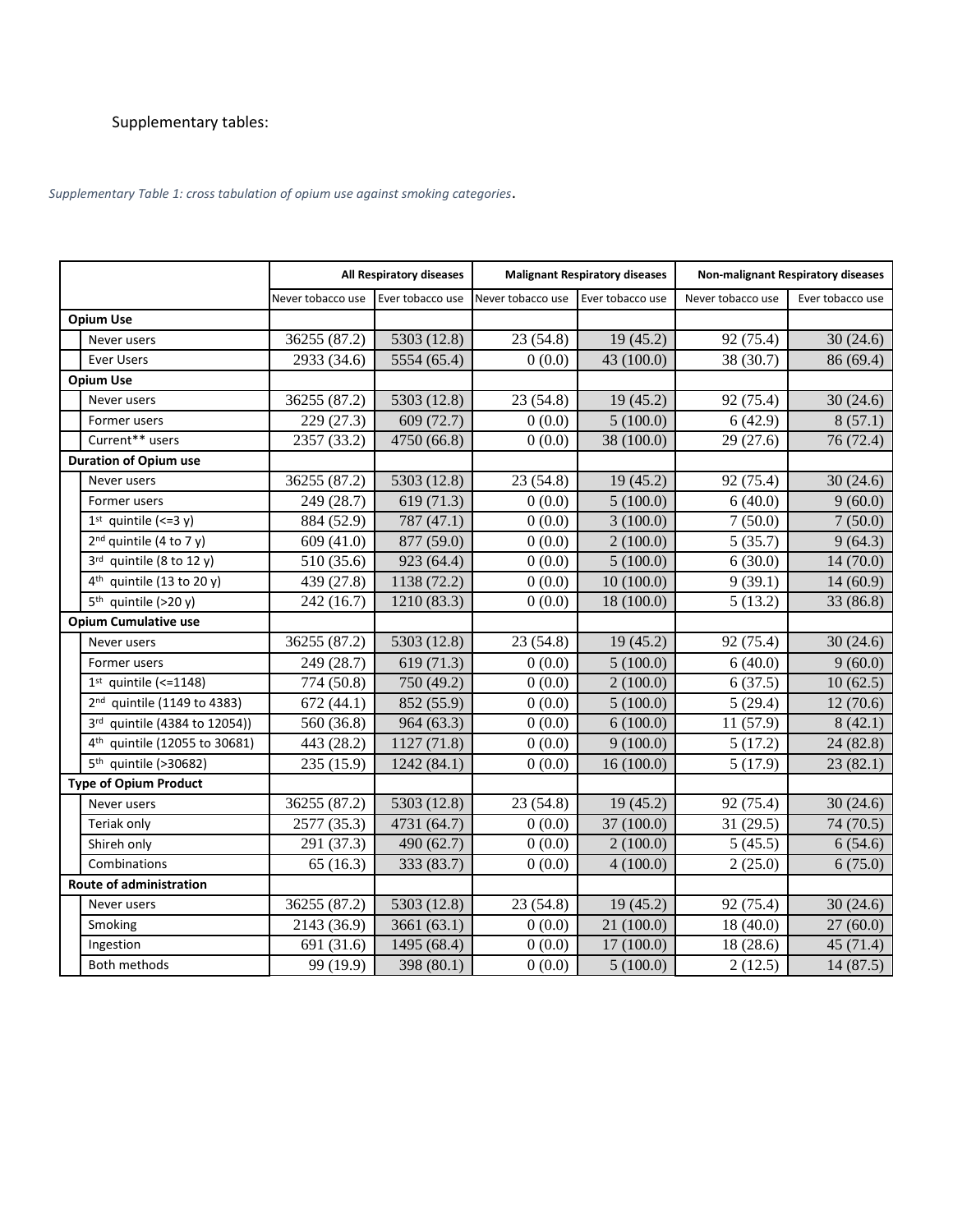Supplementary tables:

*Supplementary Table 1: cross tabulation of opium use against smoking categories*.

| | All Respiratory diseases | | Malignant Respiratory diseases | | Non-malignant Respiratory diseases | |
|---|---|---|---|---|---|---|
| | Never tobacco use | Ever tobacco use | Never tobacco use | Ever tobacco use | Never tobacco use | Ever tobacco use |
| **Opium Use** | | | | | | |
| Never users | 36255 (87.2) | 5303 (12.8) | 23 (54.8) | 19 (45.2) | 92 (75.4) | 30 (24.6) |
| Ever Users | 2933 (34.6) | 5554 (65.4) | 0 (0.0) | 43 (100.0) | 38 (30.7) | 86 (69.4) |
| **Opium Use** | | | | | | |
| Never users | 36255 (87.2) | 5303 (12.8) | 23 (54.8) | 19 (45.2) | 92 (75.4) | 30 (24.6) |
| Former users | 229 (27.3) | 609 (72.7) | 0 (0.0) | 5 (100.0) | 6 (42.9) | 8 (57.1) |
| Current** users | 2357 (33.2) | 4750 (66.8) | 0 (0.0) | 38 (100.0) | 29 (27.6) | 76 (72.4) |
| **Duration of Opium use** | | | | | | |
| Never users | 36255 (87.2) | 5303 (12.8) | 23 (54.8) | 19 (45.2) | 92 (75.4) | 30 (24.6) |
| Former users | 249 (28.7) | 619 (71.3) | 0 (0.0) | 5 (100.0) | 6 (40.0) | 9 (60.0) |
| 1st quintile (<=3 y) | 884 (52.9) | 787 (47.1) | 0 (0.0) | 3 (100.0) | 7 (50.0) | 7 (50.0) |
| 2nd quintile (4 to 7 y) | 609 (41.0) | 877 (59.0) | 0 (0.0) | 2 (100.0) | 5 (35.7) | 9 (64.3) |
| 3rd quintile (8 to 12 y) | 510 (35.6) | 923 (64.4) | 0 (0.0) | 5 (100.0) | 6 (30.0) | 14 (70.0) |
| 4th quintile (13 to 20 y) | 439 (27.8) | 1138 (72.2) | 0 (0.0) | 10 (100.0) | 9 (39.1) | 14 (60.9) |
| 5th quintile (>20 y) | 242 (16.7) | 1210 (83.3) | 0 (0.0) | 18 (100.0) | 5 (13.2) | 33 (86.8) |
| **Opium Cumulative use** | | | | | | |
| Never users | 36255 (87.2) | 5303 (12.8) | 23 (54.8) | 19 (45.2) | 92 (75.4) | 30 (24.6) |
| Former users | 249 (28.7) | 619 (71.3) | 0 (0.0) | 5 (100.0) | 6 (40.0) | 9 (60.0) |
| 1st quintile (<=1148) | 774 (50.8) | 750 (49.2) | 0 (0.0) | 2 (100.0) | 6 (37.5) | 10 (62.5) |
| 2nd quintile (1149 to 4383) | 672 (44.1) | 852 (55.9) | 0 (0.0) | 5 (100.0) | 5 (29.4) | 12 (70.6) |
| 3rd quintile (4384 to 12054)) | 560 (36.8) | 964 (63.3) | 0 (0.0) | 6 (100.0) | 11 (57.9) | 8 (42.1) |
| 4th quintile (12055 to 30681) | 443 (28.2) | 1127 (71.8) | 0 (0.0) | 9 (100.0) | 5 (17.2) | 24 (82.8) |
| 5th quintile (>30682) | 235 (15.9) | 1242 (84.1) | 0 (0.0) | 16 (100.0) | 5 (17.9) | 23 (82.1) |
| **Type of Opium Product** | | | | | | |
| Never users | 36255 (87.2) | 5303 (12.8) | 23 (54.8) | 19 (45.2) | 92 (75.4) | 30 (24.6) |
| Teriak only | 2577 (35.3) | 4731 (64.7) | 0 (0.0) | 37 (100.0) | 31 (29.5) | 74 (70.5) |
| Shireh only | 291 (37.3) | 490 (62.7) | 0 (0.0) | 2 (100.0) | 5 (45.5) | 6 (54.6) |
| Combinations | 65 (16.3) | 333 (83.7) | 0 (0.0) | 4 (100.0) | 2 (25.0) | 6 (75.0) |
| **Route of administration** | | | | | | |
| Never users | 36255 (87.2) | 5303 (12.8) | 23 (54.8) | 19 (45.2) | 92 (75.4) | 30 (24.6) |
| Smoking | 2143 (36.9) | 3661 (63.1) | 0 (0.0) | 21 (100.0) | 18 (40.0) | 27 (60.0) |
| Ingestion | 691 (31.6) | 1495 (68.4) | 0 (0.0) | 17 (100.0) | 18 (28.6) | 45 (71.4) |
| Both methods | 99 (19.9) | 398 (80.1) | 0 (0.0) | 5 (100.0) | 2 (12.5) | 14 (87.5) |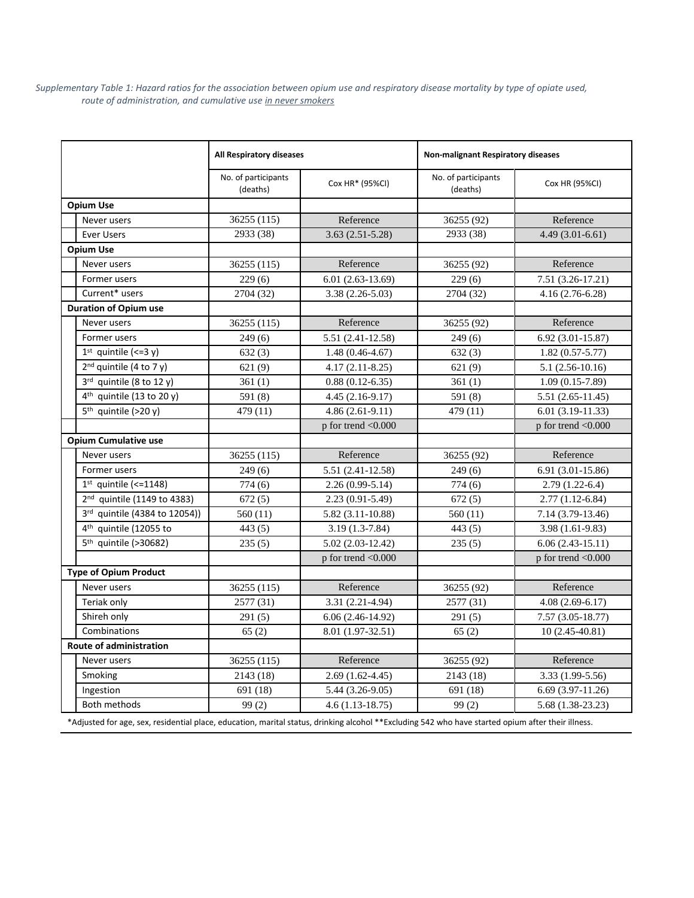*Supplementary Table 1: Hazard ratios for the association between opium use and respiratory disease mortality by type of opiate used, route of administration, and cumulative use in never smokers*

| | All Respiratory diseases | | Non-malignant Respiratory diseases | |
|---|---|---|---|---|
| | No. of participants (deaths) | Cox HR* (95%CI) | No. of participants (deaths) | Cox HR (95%CI) |
| **Opium Use** | | | | |
| Never users | 36255 (115) | Reference | 36255 (92) | Reference |
| Ever Users | 2933 (38) | 3.63 (2.51-5.28) | 2933 (38) | 4.49 (3.01-6.61) |
| **Opium Use** | | | | |
| Never users | 36255 (115) | Reference | 36255 (92) | Reference |
| Former users | 229 (6) | 6.01 (2.63-13.69) | 229 (6) | 7.51 (3.26-17.21) |
| Current* users | 2704 (32) | 3.38 (2.26-5.03) | 2704 (32) | 4.16 (2.76-6.28) |
| **Duration of Opium use** | | | | |
| Never users | 36255 (115) | Reference | 36255 (92) | Reference |
| Former users | 249 (6) | 5.51 (2.41-12.58) | 249 (6) | 6.92 (3.01-15.87) |
| 1st quintile (<=3 y) | 632 (3) | 1.48 (0.46-4.67) | 632 (3) | 1.82 (0.57-5.77) |
| 2nd quintile (4 to 7 y) | 621 (9) | 4.17 (2.11-8.25) | 621 (9) | 5.1 (2.56-10.16) |
| 3rd quintile (8 to 12 y) | 361 (1) | 0.88 (0.12-6.35) | 361 (1) | 1.09 (0.15-7.89) |
| 4th quintile (13 to 20 y) | 591 (8) | 4.45 (2.16-9.17) | 591 (8) | 5.51 (2.65-11.45) |
| 5th quintile (>20 y) | 479 (11) | 4.86 (2.61-9.11) | 479 (11) | 6.01 (3.19-11.33) |
| | | p for trend <0.000 | | p for trend <0.000 |
| **Opium Cumulative use** | | | | |
| Never users | 36255 (115) | Reference | 36255 (92) | Reference |
| Former users | 249 (6) | 5.51 (2.41-12.58) | 249 (6) | 6.91 (3.01-15.86) |
| 1st quintile (<=1148) | 774 (6) | 2.26 (0.99-5.14) | 774 (6) | 2.79 (1.22-6.4) |
| 2nd quintile (1149 to 4383) | 672 (5) | 2.23 (0.91-5.49) | 672 (5) | 2.77 (1.12-6.84) |
| 3rd quintile (4384 to 12054)) | 560 (11) | 5.82 (3.11-10.88) | 560 (11) | 7.14 (3.79-13.46) |
| 4th quintile (12055 to | 443 (5) | 3.19 (1.3-7.84) | 443 (5) | 3.98 (1.61-9.83) |
| 5th quintile (>30682) | 235 (5) | 5.02 (2.03-12.42) | 235 (5) | 6.06 (2.43-15.11) |
| | | p for trend <0.000 | | p for trend <0.000 |
| **Type of Opium Product** | | | | |
| Never users | 36255 (115) | Reference | 36255 (92) | Reference |
| Teriak only | 2577 (31) | 3.31 (2.21-4.94) | 2577 (31) | 4.08 (2.69-6.17) |
| Shireh only | 291 (5) | 6.06 (2.46-14.92) | 291 (5) | 7.57 (3.05-18.77) |
| Combinations | 65 (2) | 8.01 (1.97-32.51) | 65 (2) | 10 (2.45-40.81) |
| **Route of administration** | | | | |
| Never users | 36255 (115) | Reference | 36255 (92) | Reference |
| Smoking | 2143 (18) | 2.69 (1.62-4.45) | 2143 (18) | 3.33 (1.99-5.56) |
| Ingestion | 691 (18) | 5.44 (3.26-9.05) | 691 (18) | 6.69 (3.97-11.26) |
| Both methods | 99 (2) | 4.6 (1.13-18.75) | 99 (2) | 5.68 (1.38-23.23) |

*Adjusted for age, sex, residential place, education, marital status, drinking alcohol **Excluding 542 who have started opium after their illness.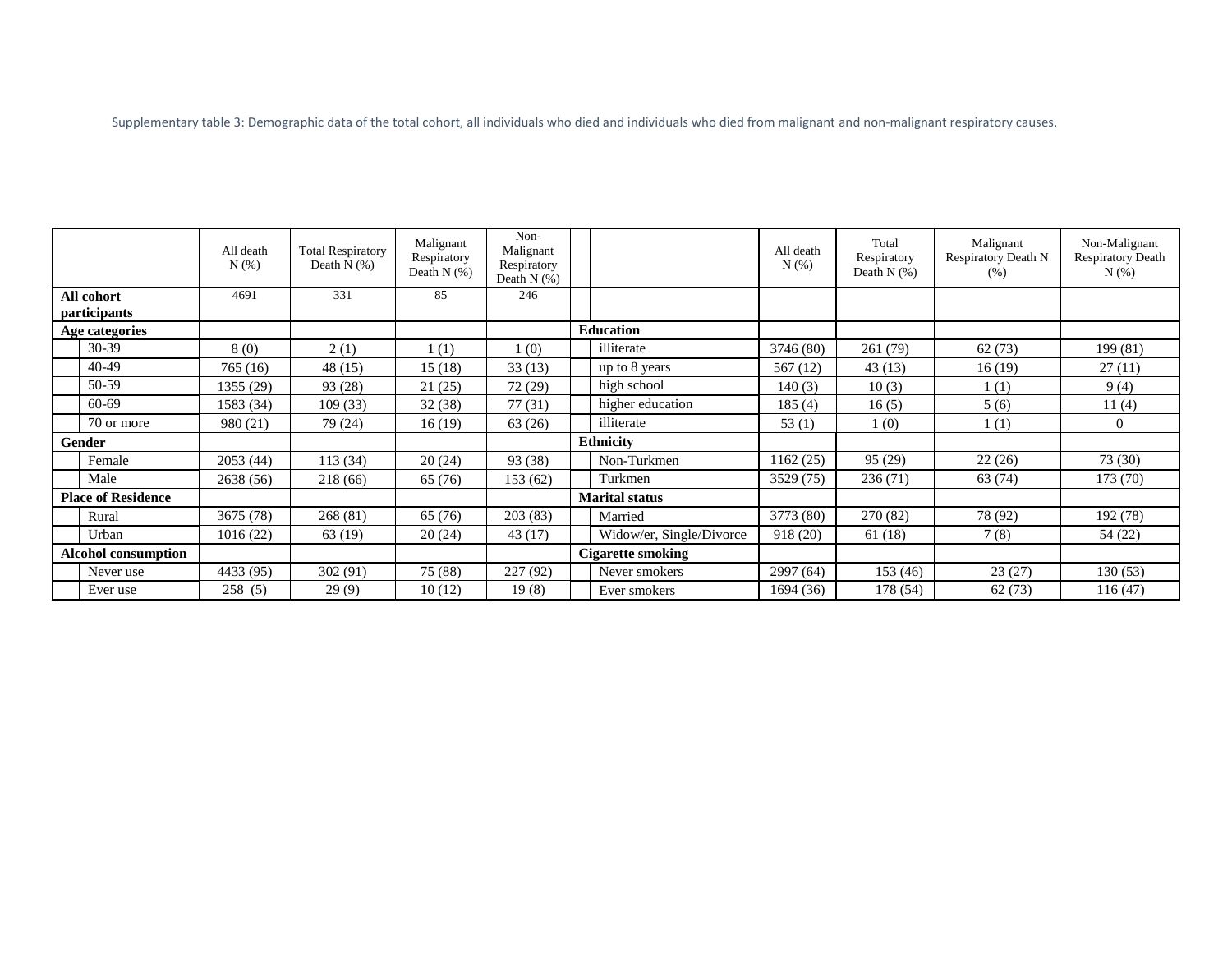Supplementary table 3: Demographic data of the total cohort, all individuals who died and individuals who died from malignant and non-malignant respiratory causes.

| | | All death N (%) | Total Respiratory Death N (%) | Malignant Respiratory Death N (%) | Non-Malignant Respiratory Death N (%) | | | All death N (%) | Total Respiratory Death N (%) | Malignant Respiratory Death N (%) | Non-Malignant Respiratory Death N (%) |
|---|---|---|---|---|---|---|---|---|---|---|---|
| **All cohort participants** | | 4691 | 331 | 85 | 246 | | | | | | |
| **Age categories** | | | | | | **Education** | | | | | |
| | 30-39 | 8 (0) | 2 (1) | 1 (1) | 1 (0) | | illiterate | 3746 (80) | 261 (79) | 62 (73) | 199 (81) |
| | 40-49 | 765 (16) | 48 (15) | 15 (18) | 33 (13) | | up to 8 years | 567 (12) | 43 (13) | 16 (19) | 27 (11) |
| | 50-59 | 1355 (29) | 93 (28) | 21 (25) | 72 (29) | | high school | 140 (3) | 10 (3) | 1 (1) | 9 (4) |
| | 60-69 | 1583 (34) | 109 (33) | 32 (38) | 77 (31) | | higher education | 185 (4) | 16 (5) | 5 (6) | 11 (4) |
| | 70 or more | 980 (21) | 79 (24) | 16 (19) | 63 (26) | | illiterate | 53 (1) | 1 (0) | 1 (1) | 0 |
| **Gender** | | | | | | **Ethnicity** | | | | | |
| | Female | 2053 (44) | 113 (34) | 20 (24) | 93 (38) | | Non-Turkmen | 1162 (25) | 95 (29) | 22 (26) | 73 (30) |
| | Male | 2638 (56) | 218 (66) | 65 (76) | 153 (62) | | Turkmen | 3529 (75) | 236 (71) | 63 (74) | 173 (70) |
| **Place of Residence** | | | | | | **Marital status** | | | | | |
| | Rural | 3675 (78) | 268 (81) | 65 (76) | 203 (83) | | Married | 3773 (80) | 270 (82) | 78 (92) | 192 (78) |
| | Urban | 1016 (22) | 63 (19) | 20 (24) | 43 (17) | | Widow/er, Single/Divorce | 918 (20) | 61 (18) | 7 (8) | 54 (22) |
| **Alcohol consumption** | | | | | | **Cigarette smoking** | | | | | |
| | Never use | 4433 (95) | 302 (91) | 75 (88) | 227 (92) | | Never smokers | 2997 (64) | 153 (46) | 23 (27) | 130 (53) |
| | Ever use | 258 (5) | 29 (9) | 10 (12) | 19 (8) | | Ever smokers | 1694 (36) | 178 (54) | 62 (73) | 116 (47) |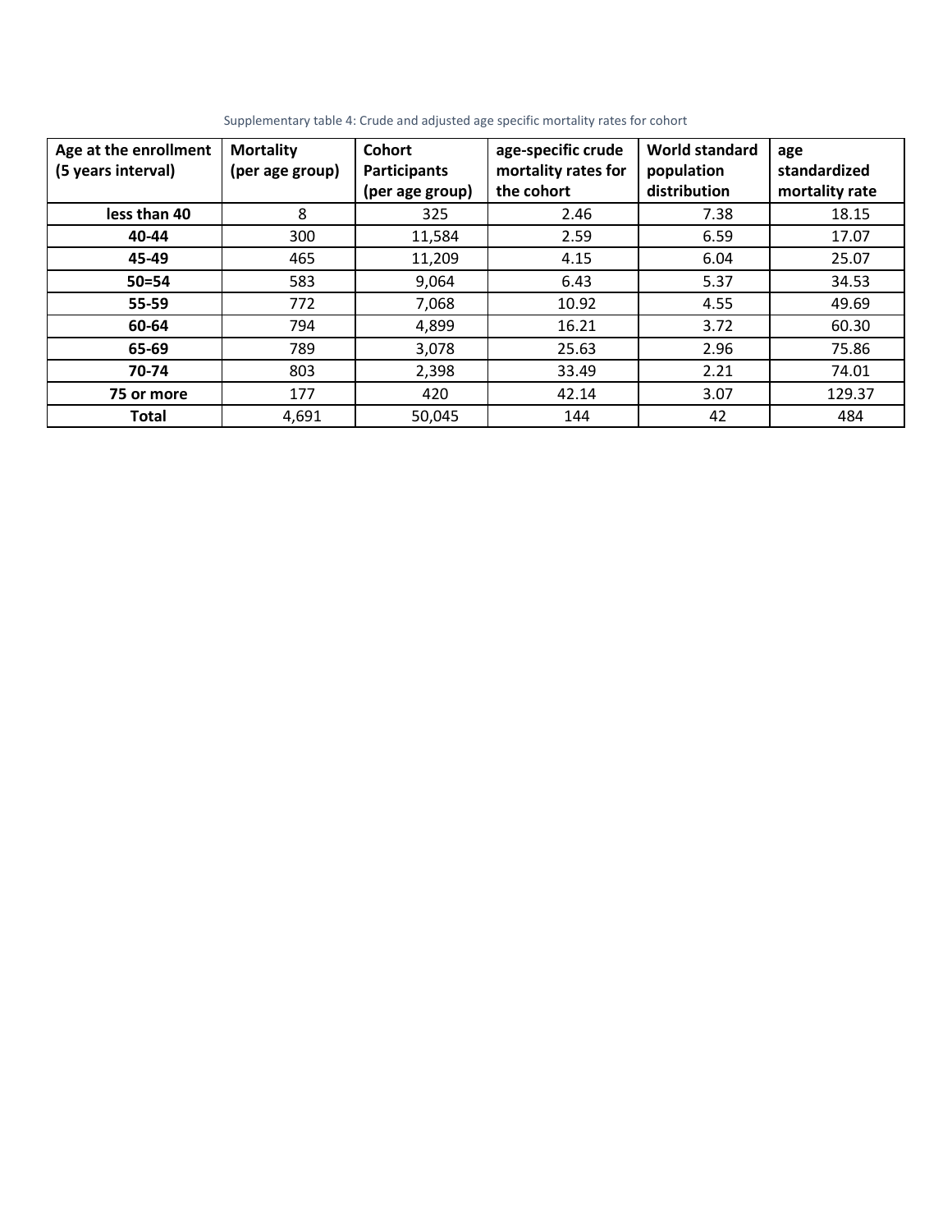Supplementary table 4: Crude and adjusted age specific mortality rates for cohort

| Age at the enrollment (5 years interval) | Mortality (per age group) | Cohort Participants (per age group) | age-specific crude mortality rates for the cohort | World standard population distribution | age standardized mortality rate |
|---|---|---|---|---|---|
| **less than 40** | 8 | 325 | 2.46 | 7.38 | 18.15 |
| **40-44** | 300 | 11,584 | 2.59 | 6.59 | 17.07 |
| **45-49** | 465 | 11,209 | 4.15 | 6.04 | 25.07 |
| **50=54** | 583 | 9,064 | 6.43 | 5.37 | 34.53 |
| **55-59** | 772 | 7,068 | 10.92 | 4.55 | 49.69 |
| **60-64** | 794 | 4,899 | 16.21 | 3.72 | 60.30 |
| **65-69** | 789 | 3,078 | 25.63 | 2.96 | 75.86 |
| **70-74** | 803 | 2,398 | 33.49 | 2.21 | 74.01 |
| **75 or more** | 177 | 420 | 42.14 | 3.07 | 129.37 |
| **Total** | 4,691 | 50,045 | 144 | 42 | 484 |